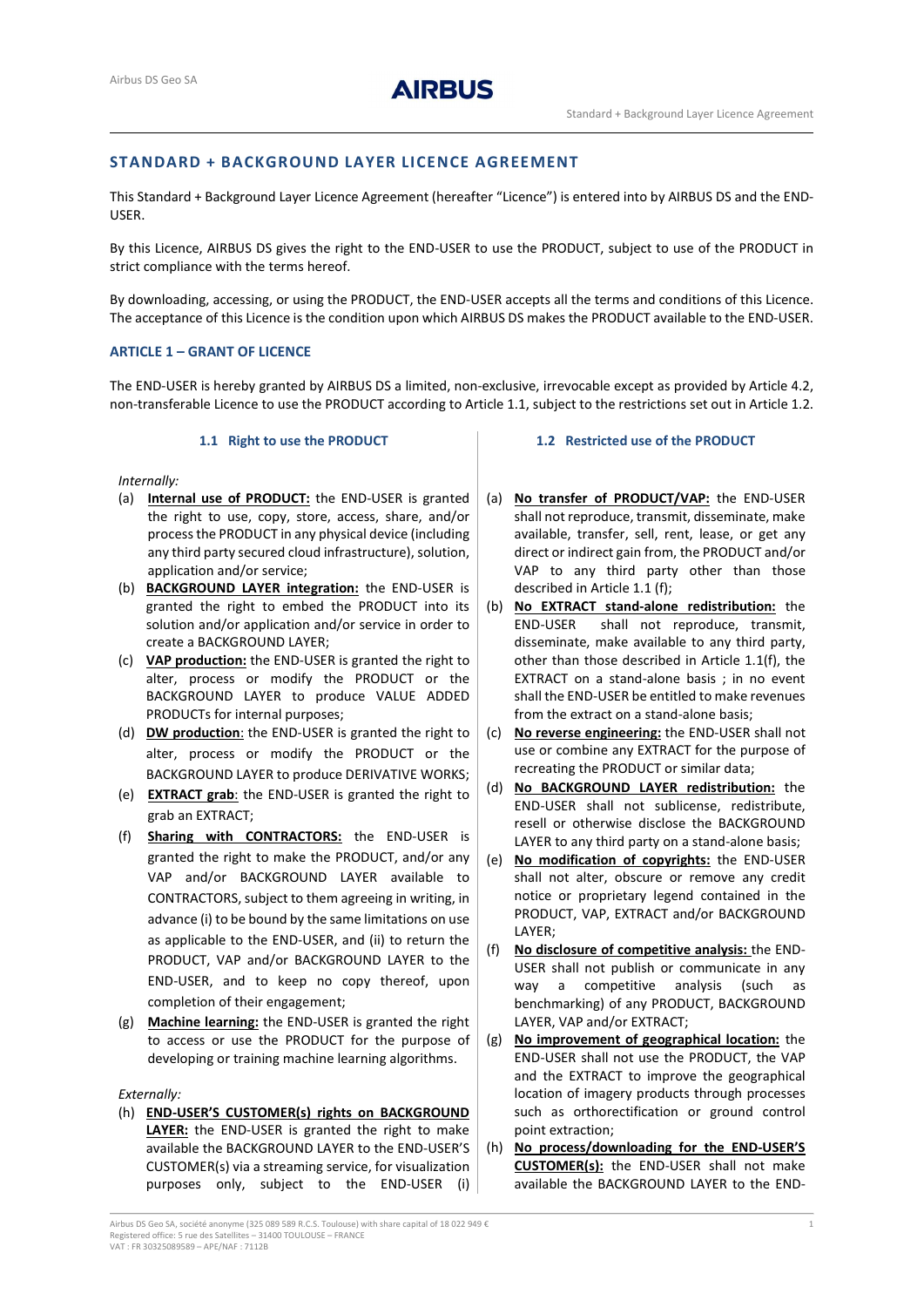## STANDARD + BACKGROUND LAYER LICENCE AGREEMENT

This Standard + Background Layer Licence Agreement (hereafter "Licence") is entered into by AIRBUS DS and the END-USER.

By this Licence, AIRBUS DS gives the right to the END-USER to use the PRODUCT, subject to use of the PRODUCT in strict compliance with the terms hereof.

By downloading, accessing, or using the PRODUCT, the END-USER accepts all the terms and conditions of this Licence. The acceptance of this Licence is the condition upon which AIRBUS DS makes the PRODUCT available to the END-USER.

### ARTICLE 1 – GRANT OF LICENCE

The END-USER is hereby granted by AIRBUS DS a limited, non-exclusive, irrevocable except as provided by Article 4.2, non-transferable Licence to use the PRODUCT according to Article 1.1, subject to the restrictions set out in Article 1.2.

#### 1.1 Right to use the PRODUCT

*Internally:*

(a) **Internal use of PRODUCT:** the END-USER is granted the right to use, copy, store, access, share, and/or process the PRODUCT in any physical device (including any third party secured cloud infrastructure), solution, application and/or service;

(b) **BACKGROUND LAYER integration:** the END-USER is granted the right to embed the PRODUCT into its solution and/or application and/or service in order to create a BACKGROUND LAYER;

(c) **VAP production:** the END-USER is granted the right to alter, process or modify the PRODUCT or the BACKGROUND LAYER to produce VALUE ADDED PRODUCTs for internal purposes;

(d) **DW production**: the END-USER is granted the right to alter, process or modify the PRODUCT or the BACKGROUND LAYER to produce DERIVATIVE WORKS;

(e) **EXTRACT grab**: the END-USER is granted the right to grab an EXTRACT;

(f) **Sharing with CONTRACTORS:** the END-USER is granted the right to make the PRODUCT, and/or any VAP and/or BACKGROUND LAYER available to CONTRACTORS, subject to them agreeing in writing, in advance (i) to be bound by the same limitations on use as applicable to the END-USER, and (ii) to return the PRODUCT, VAP and/or BACKGROUND LAYER to the END-USER, and to keep no copy thereof, upon completion of their engagement;

(g) **Machine learning:** the END-USER is granted the right to access or use the PRODUCT for the purpose of developing or training machine learning algorithms.

*Externally:*

(h) **END-USER'S CUSTOMER(s) rights on BACKGROUND LAYER:** the END-USER is granted the right to make available the BACKGROUND LAYER to the END-USER'S CUSTOMER(s) via a streaming service, for visualization purposes only, subject to the END-USER (i)

#### 1.2 Restricted use of the PRODUCT

(a) **No transfer of PRODUCT/VAP:** the END-USER shall not reproduce, transmit, disseminate, make available, transfer, sell, rent, lease, or get any direct or indirect gain from, the PRODUCT and/or VAP to any third party other than those described in Article 1.1 (f);

(b) **No EXTRACT stand-alone redistribution:** the END-USER shall not reproduce, transmit, disseminate, make available to any third party, other than those described in Article 1.1(f), the EXTRACT on a stand-alone basis ; in no event shall the END-USER be entitled to make revenues from the extract on a stand-alone basis;

(c) **No reverse engineering:** the END-USER shall not use or combine any EXTRACT for the purpose of recreating the PRODUCT or similar data;

(d) **No BACKGROUND LAYER redistribution:** the END-USER shall not sublicense, redistribute, resell or otherwise disclose the BACKGROUND LAYER to any third party on a stand-alone basis;

(e) **No modification of copyrights:** the END-USER shall not alter, obscure or remove any credit notice or proprietary legend contained in the PRODUCT, VAP, EXTRACT and/or BACKGROUND LAYER;

(f) **No disclosure of competitive analysis:** the END-USER shall not publish or communicate in any way a competitive analysis (such as benchmarking) of any PRODUCT, BACKGROUND LAYER, VAP and/or EXTRACT;

(g) **No improvement of geographical location:** the END-USER shall not use the PRODUCT, the VAP and the EXTRACT to improve the geographical location of imagery products through processes such as orthorectification or ground control point extraction;

(h) **No process/downloading for the END-USER'S CUSTOMER(s):** the END-USER shall not make available the BACKGROUND LAYER to the END-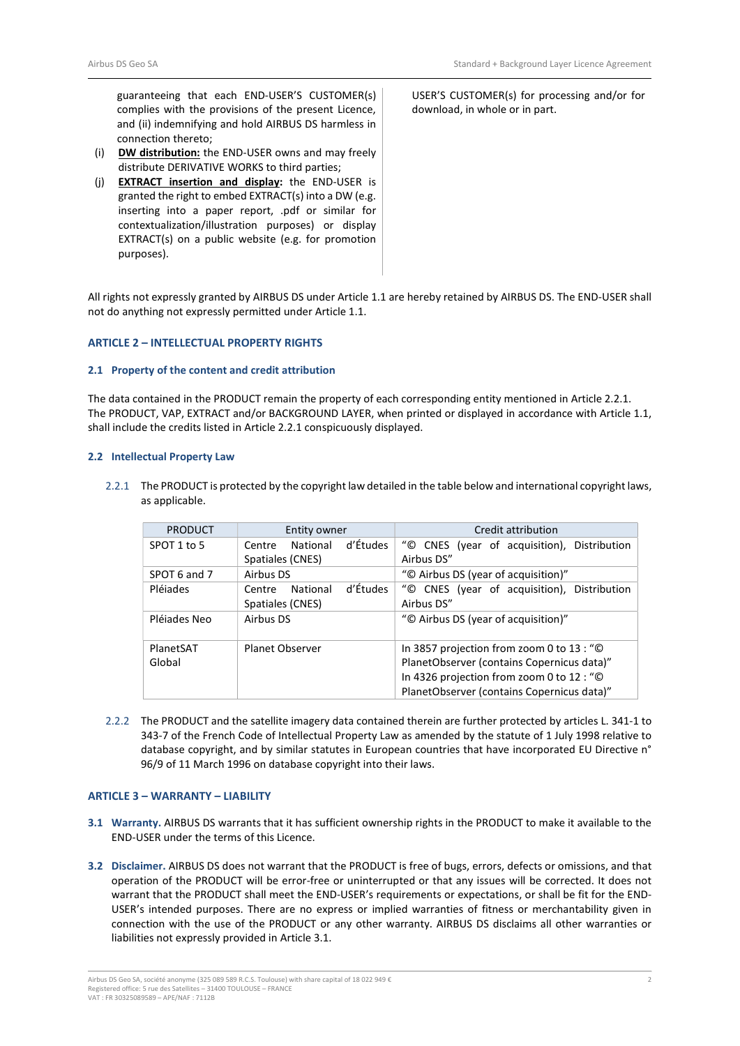guaranteeing that each END-USER'S CUSTOMER(s) complies with the provisions of the present Licence, and (ii) indemnifying and hold AIRBUS DS harmless in connection thereto;

(i) **DW distribution:** the END-USER owns and may freely distribute DERIVATIVE WORKS to third parties;

(j) **EXTRACT insertion and display:** the END-USER is granted the right to embed EXTRACT(s) into a DW (e.g. inserting into a paper report, .pdf or similar for contextualization/illustration purposes) or display EXTRACT(s) on a public website (e.g. for promotion purposes).

USER'S CUSTOMER(s) for processing and/or for download, in whole or in part.

All rights not expressly granted by AIRBUS DS under Article 1.1 are hereby retained by AIRBUS DS. The END-USER shall not do anything not expressly permitted under Article 1.1.

## ARTICLE 2 – INTELLECTUAL PROPERTY RIGHTS

### 2.1 Property of the content and credit attribution

The data contained in the PRODUCT remain the property of each corresponding entity mentioned in Article 2.2.1. The PRODUCT, VAP, EXTRACT and/or BACKGROUND LAYER, when printed or displayed in accordance with Article 1.1, shall include the credits listed in Article 2.2.1 conspicuously displayed.

### 2.2 Intellectual Property Law

2.2.1 The PRODUCT is protected by the copyright law detailed in the table below and international copyright laws, as applicable.

| PRODUCT | Entity owner | Credit attribution |
|---|---|---|
| SPOT 1 to 5 | Centre National d'Études Spatiales (CNES) | "© CNES (year of acquisition), Distribution Airbus DS" |
| SPOT 6 and 7 | Airbus DS | "© Airbus DS (year of acquisition)" |
| Pléiades | Centre National d'Études Spatiales (CNES) | "© CNES (year of acquisition), Distribution Airbus DS" |
| Pléiades Neo | Airbus DS | "© Airbus DS (year of acquisition)" |
| PlanetSAT Global | Planet Observer | In 3857 projection from zoom 0 to 13 : "© PlanetObserver (contains Copernicus data)" In 4326 projection from zoom 0 to 12 : "© PlanetObserver (contains Copernicus data)" |

2.2.2 The PRODUCT and the satellite imagery data contained therein are further protected by articles L. 341-1 to 343-7 of the French Code of Intellectual Property Law as amended by the statute of 1 July 1998 relative to database copyright, and by similar statutes in European countries that have incorporated EU Directive n° 96/9 of 11 March 1996 on database copyright into their laws.

## ARTICLE 3 – WARRANTY – LIABILITY

**3.1 Warranty.** AIRBUS DS warrants that it has sufficient ownership rights in the PRODUCT to make it available to the END-USER under the terms of this Licence.

**3.2 Disclaimer.** AIRBUS DS does not warrant that the PRODUCT is free of bugs, errors, defects or omissions, and that operation of the PRODUCT will be error-free or uninterrupted or that any issues will be corrected. It does not warrant that the PRODUCT shall meet the END-USER's requirements or expectations, or shall be fit for the END-USER's intended purposes. There are no express or implied warranties of fitness or merchantability given in connection with the use of the PRODUCT or any other warranty. AIRBUS DS disclaims all other warranties or liabilities not expressly provided in Article 3.1.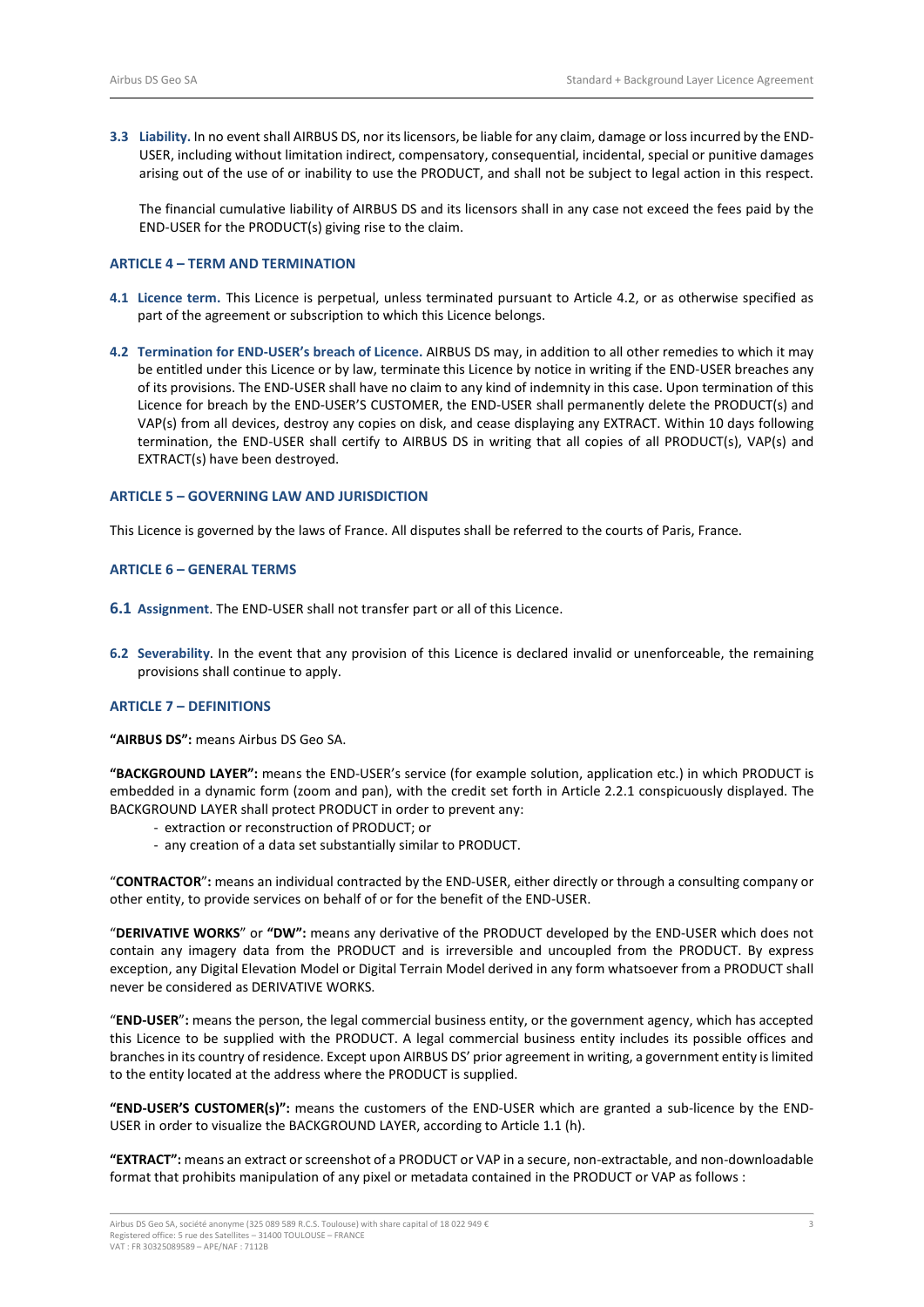**3.3 Liability.** In no event shall AIRBUS DS, nor its licensors, be liable for any claim, damage or loss incurred by the END-USER, including without limitation indirect, compensatory, consequential, incidental, special or punitive damages arising out of the use of or inability to use the PRODUCT, and shall not be subject to legal action in this respect.

The financial cumulative liability of AIRBUS DS and its licensors shall in any case not exceed the fees paid by the END-USER for the PRODUCT(s) giving rise to the claim.

## ARTICLE 4 – TERM AND TERMINATION

**4.1 Licence term.** This Licence is perpetual, unless terminated pursuant to Article 4.2, or as otherwise specified as part of the agreement or subscription to which this Licence belongs.

**4.2 Termination for END-USER's breach of Licence.** AIRBUS DS may, in addition to all other remedies to which it may be entitled under this Licence or by law, terminate this Licence by notice in writing if the END-USER breaches any of its provisions. The END-USER shall have no claim to any kind of indemnity in this case. Upon termination of this Licence for breach by the END-USER'S CUSTOMER, the END-USER shall permanently delete the PRODUCT(s) and VAP(s) from all devices, destroy any copies on disk, and cease displaying any EXTRACT. Within 10 days following termination, the END-USER shall certify to AIRBUS DS in writing that all copies of all PRODUCT(s), VAP(s) and EXTRACT(s) have been destroyed.

## ARTICLE 5 – GOVERNING LAW AND JURISDICTION

This Licence is governed by the laws of France. All disputes shall be referred to the courts of Paris, France.

## ARTICLE 6 – GENERAL TERMS

**6.1 Assignment**. The END-USER shall not transfer part or all of this Licence.

**6.2 Severability**. In the event that any provision of this Licence is declared invalid or unenforceable, the remaining provisions shall continue to apply.

## ARTICLE 7 – DEFINITIONS

**"AIRBUS DS":** means Airbus DS Geo SA.

**"BACKGROUND LAYER":** means the END-USER's service (for example solution, application etc.) in which PRODUCT is embedded in a dynamic form (zoom and pan), with the credit set forth in Article 2.2.1 conspicuously displayed. The BACKGROUND LAYER shall protect PRODUCT in order to prevent any:

- extraction or reconstruction of PRODUCT; or
- any creation of a data set substantially similar to PRODUCT.

"**CONTRACTOR**"**:** means an individual contracted by the END-USER, either directly or through a consulting company or other entity, to provide services on behalf of or for the benefit of the END-USER.

"**DERIVATIVE WORKS**" or **"DW":** means any derivative of the PRODUCT developed by the END-USER which does not contain any imagery data from the PRODUCT and is irreversible and uncoupled from the PRODUCT. By express exception, any Digital Elevation Model or Digital Terrain Model derived in any form whatsoever from a PRODUCT shall never be considered as DERIVATIVE WORKS.

"**END-USER**"**:** means the person, the legal commercial business entity, or the government agency, which has accepted this Licence to be supplied with the PRODUCT. A legal commercial business entity includes its possible offices and branches in its country of residence. Except upon AIRBUS DS' prior agreement in writing, a government entity is limited to the entity located at the address where the PRODUCT is supplied.

**"END-USER'S CUSTOMER(s)":** means the customers of the END-USER which are granted a sub-licence by the END-USER in order to visualize the BACKGROUND LAYER, according to Article 1.1 (h).

**"EXTRACT":** means an extract or screenshot of a PRODUCT or VAP in a secure, non-extractable, and non-downloadable format that prohibits manipulation of any pixel or metadata contained in the PRODUCT or VAP as follows :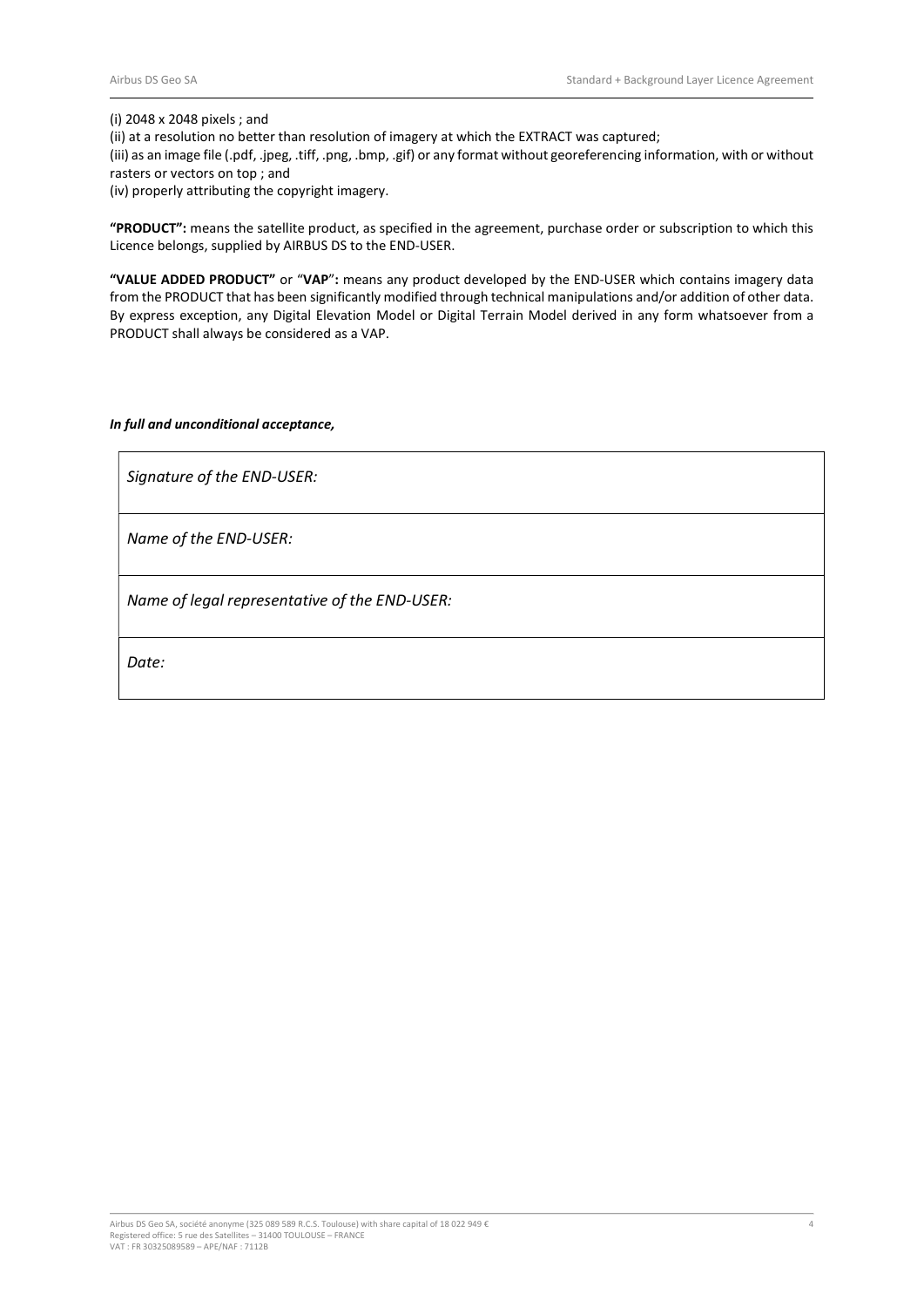(i) 2048 x 2048 pixels ; and

(ii) at a resolution no better than resolution of imagery at which the EXTRACT was captured;

(iii) as an image file (.pdf, .jpeg, .tiff, .png, .bmp, .gif) or any format without georeferencing information, with or without rasters or vectors on top ; and

(iv) properly attributing the copyright imagery.

**"PRODUCT":** means the satellite product, as specified in the agreement, purchase order or subscription to which this Licence belongs, supplied by AIRBUS DS to the END-USER.

**"VALUE ADDED PRODUCT"** or "**VAP**"**:** means any product developed by the END-USER which contains imagery data from the PRODUCT that has been significantly modified through technical manipulations and/or addition of other data. By express exception, any Digital Elevation Model or Digital Terrain Model derived in any form whatsoever from a PRODUCT shall always be considered as a VAP.

***In full and unconditional acceptance,***

| |
|---|
| *Signature of the END-USER:* |
| *Name of the END-USER:* |
| *Name of legal representative of the END-USER:* |
| *Date:* |

Airbus DS Geo SA, société anonyme (325 089 589 R.C.S. Toulouse) with share capital of 18 022 949 €
Registered office: 5 rue des Satellites – 31400 TOULOUSE – FRANCE
VAT : FR 30325089589 – APE/NAF : 7112B